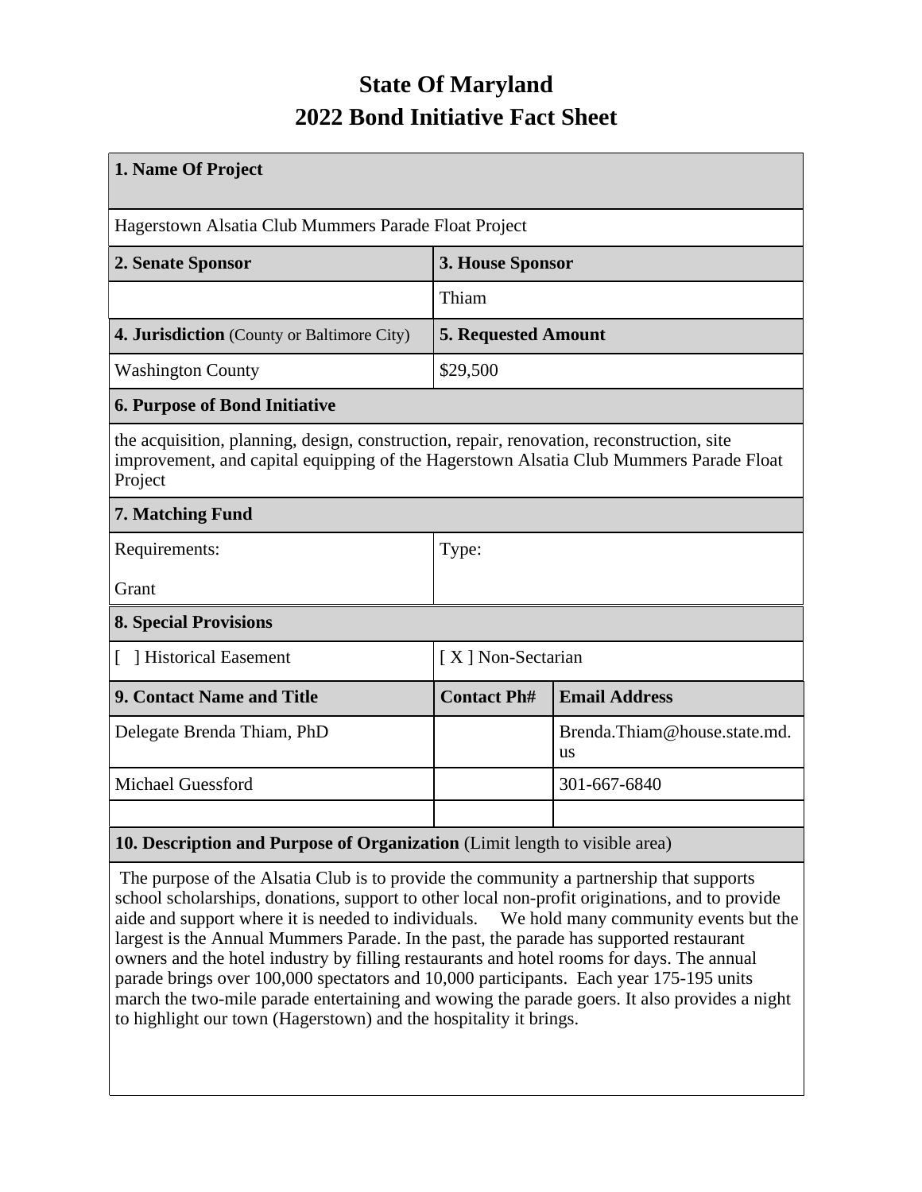# State Of Maryland
# 2022 Bond Initiative Fact Sheet

| 1. Name Of Project | | |
|---|---|---|
| Hagerstown Alsatia Club Mummers Parade Float Project | | |
| **2. Senate Sponsor** | **3. House Sponsor** | |
| | Thiam | |
| **4. Jurisdiction** (County or Baltimore City) | **5. Requested Amount** | |
| Washington County | $29,500 | |
| **6. Purpose of Bond Initiative** | | |
| the acquisition, planning, design, construction, repair, renovation, reconstruction, site improvement, and capital equipping of the Hagerstown Alsatia Club Mummers Parade Float Project | | |
| **7. Matching Fund** | | |
| Requirements:<br><br>Grant | Type: | |
| **8. Special Provisions** | | |
| [ ] Historical Easement | [ X ] Non-Sectarian | |
| **9. Contact Name and Title** | **Contact Ph#** | **Email Address** |
| Delegate Brenda Thiam, PhD | | Brenda.Thiam@house.state.md.us |
| Michael Guessford | | 301-667-6840 |
| | | |
| **10. Description and Purpose of Organization** (Limit length to visible area) | | |
| The purpose of the Alsatia Club is to provide the community a partnership that supports school scholarships, donations, support to other local non-profit originations, and to provide aide and support where it is needed to individuals. We hold many community events but the largest is the Annual Mummers Parade. In the past, the parade has supported restaurant owners and the hotel industry by filling restaurants and hotel rooms for days. The annual parade brings over 100,000 spectators and 10,000 participants. Each year 175-195 units march the two-mile parade entertaining and wowing the parade goers. It also provides a night to highlight our town (Hagerstown) and the hospitality it brings. | | |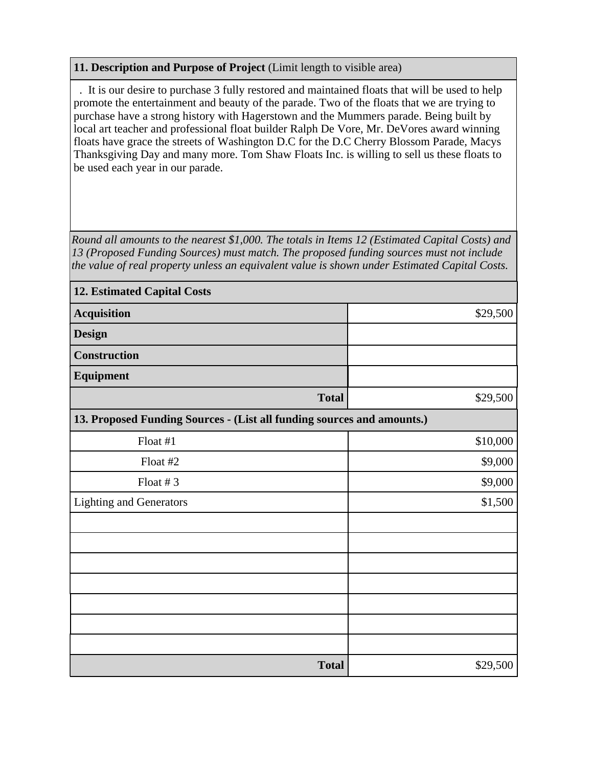**11. Description and Purpose of Project** (Limit length to visible area)

. It is our desire to purchase 3 fully restored and maintained floats that will be used to help promote the entertainment and beauty of the parade. Two of the floats that we are trying to purchase have a strong history with Hagerstown and the Mummers parade. Being built by local art teacher and professional float builder Ralph De Vore, Mr. DeVores award winning floats have grace the streets of Washington D.C for the D.C Cherry Blossom Parade, Macys Thanksgiving Day and many more. Tom Shaw Floats Inc. is willing to sell us these floats to be used each year in our parade.

*Round all amounts to the nearest $1,000. The totals in Items 12 (Estimated Capital Costs) and 13 (Proposed Funding Sources) must match. The proposed funding sources must not include the value of real property unless an equivalent value is shown under Estimated Capital Costs.*

| **12. Estimated Capital Costs** | |
|---|---|
| **Acquisition** | $29,500 |
| **Design** | |
| **Construction** | |
| **Equipment** | |
| **Total** | $29,500 |

| **13. Proposed Funding Sources - (List all funding sources and amounts.)** | |
|---|---|
| Float #1 | $10,000 |
| Float #2 | $9,000 |
| Float # 3 | $9,000 |
| Lighting and Generators | $1,500 |
| | |
| | |
| | |
| | |
| | |
| | |
| | |
| **Total** | $29,500 |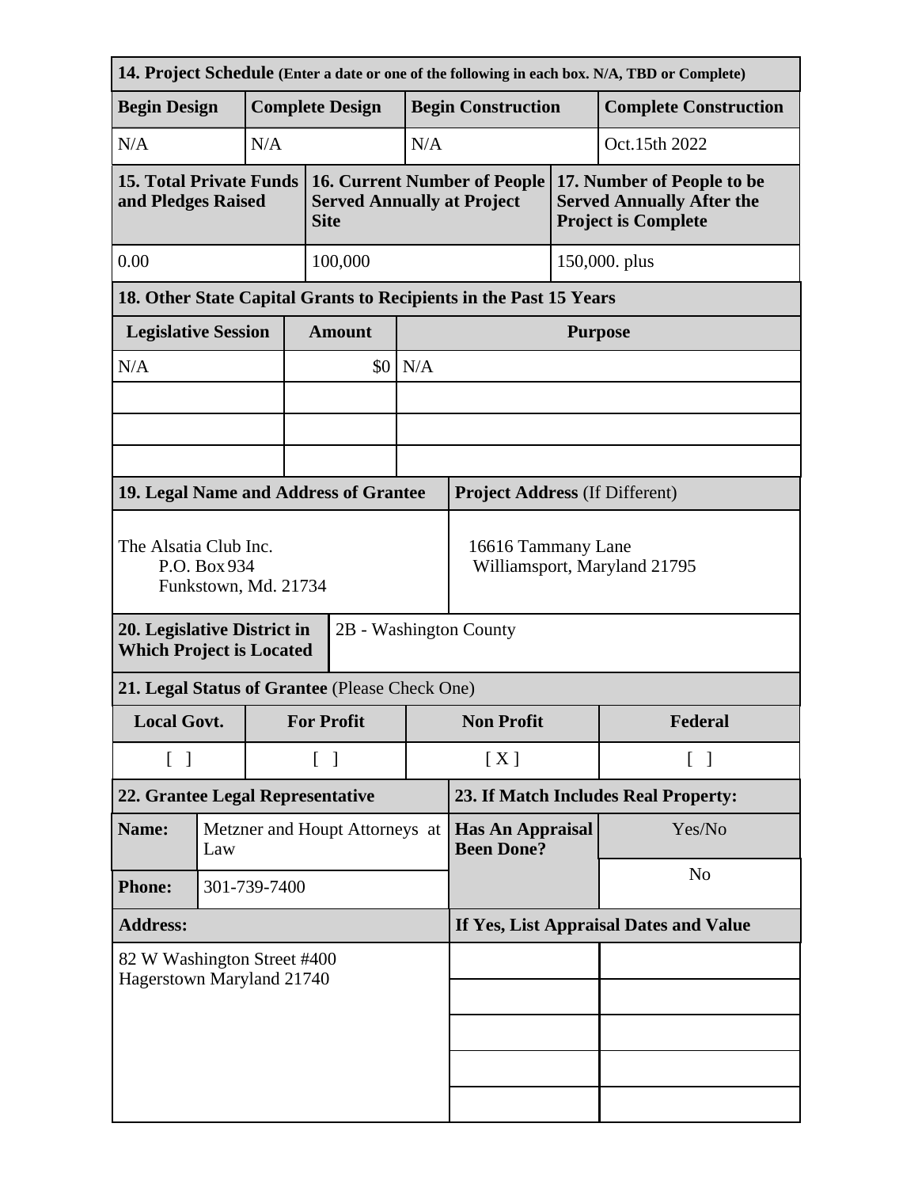| **14. Project Schedule** (Enter a date or one of the following in each box. N/A, TBD or Complete) | | | |
|---|---|---|---|
| **Begin Design** | **Complete Design** | **Begin Construction** | **Complete Construction** |
| N/A | N/A | N/A | Oct.15th 2022 |

| **15. Total Private Funds and Pledges Raised** | **16. Current Number of People Served Annually at Project Site** | **17. Number of People to be Served Annually After the Project is Complete** |
|---|---|---|
| 0.00 | 100,000 | 150,000. plus |

| **18. Other State Capital Grants to Recipients in the Past 15 Years** | | |
|---|---|---|
| **Legislative Session** | **Amount** | **Purpose** |
| N/A | $0 | N/A |
| | | |
| | | |
| | | |

| **19. Legal Name and Address of Grantee** | **Project Address** (If Different) |
|---|---|
| The Alsatia Club Inc.<br>P.O. Box 934<br>Funkstown, Md. 21734 | 16616 Tammany Lane<br>Williamsport, Maryland 21795 |

| **20. Legislative District in Which Project is Located** | 2B - Washington County |
|---|---|

| **21. Legal Status of Grantee** (Please Check One) | | | |
|---|---|---|---|
| **Local Govt.** | **For Profit** | **Non Profit** | **Federal** |
| [ ] | [ ] | [ X ] | [ ] |

| **22. Grantee Legal Representative** | | **23. If Match Includes Real Property:** | |
|---|---|---|---|
| **Name:** | Metzner and Houpt Attorneys at Law | **Has An Appraisal Been Done?** | Yes/No |
| **Phone:** | 301-739-7400 | | No |
| **Address:** | | **If Yes, List Appraisal Dates and Value** | |
| 82 W Washington Street #400<br>Hagerstown Maryland 21740 | | | |
| | | | |
| | | | |
| | | | |
| | | | |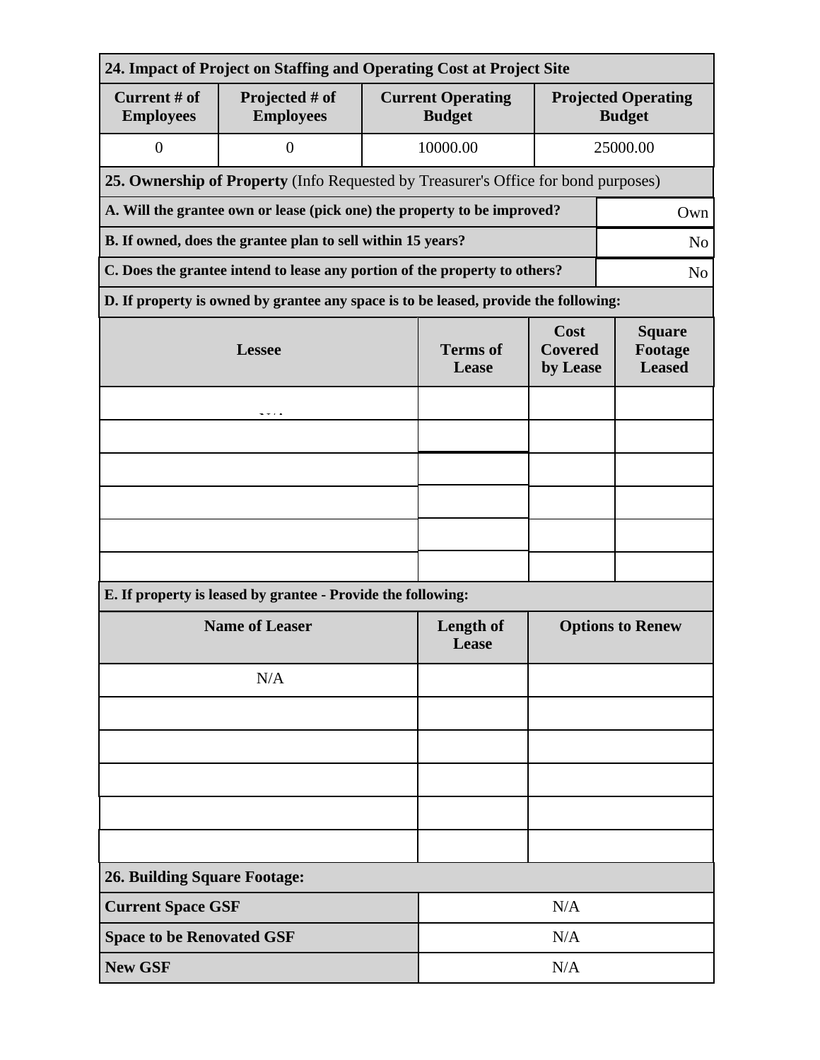**24. Impact of Project on Staffing and Operating Cost at Project Site**

| Current # of Employees | Projected # of Employees | Current Operating Budget | Projected Operating Budget |
| --- | --- | --- | --- |
| 0 | 0 | 10000.00 | 25000.00 |

**25. Ownership of Property** (Info Requested by Treasurer's Office for bond purposes)

| | |
| --- | --- |
| **A. Will the grantee own or lease (pick one) the property to be improved?** | Own |
| **B. If owned, does the grantee plan to sell within 15 years?** | No |
| **C. Does the grantee intend to lease any portion of the property to others?** | No |

**D. If property is owned by grantee any space is to be leased, provide the following:**

| Lessee | Terms of Lease | Cost Covered by Lease | Square Footage Leased |
| --- | --- | --- | --- |
| N/A | | | |
| | | | |
| | | | |
| | | | |
| | | | |
| | | | |

**E. If property is leased by grantee - Provide the following:**

| Name of Leaser | Length of Lease | Options to Renew |
| --- | --- | --- |
| N/A | | |
| | | |
| | | |
| | | |
| | | |
| | | |

**26. Building Square Footage:**

| | |
| --- | --- |
| **Current Space GSF** | N/A |
| **Space to be Renovated GSF** | N/A |
| **New GSF** | N/A |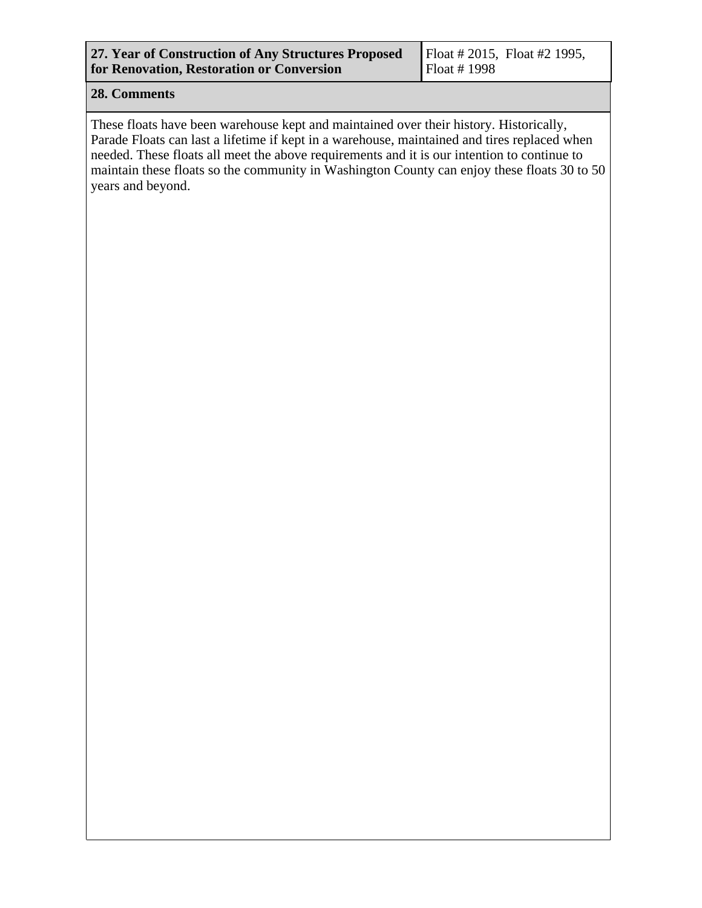| **27. Year of Construction of Any Structures Proposed for Renovation, Restoration or Conversion** | Float # 2015, Float #2 1995, Float # 1998 |
|---|---|

**28. Comments**

These floats have been warehouse kept and maintained over their history. Historically, Parade Floats can last a lifetime if kept in a warehouse, maintained and tires replaced when needed. These floats all meet the above requirements and it is our intention to continue to maintain these floats so the community in Washington County can enjoy these floats 30 to 50 years and beyond.